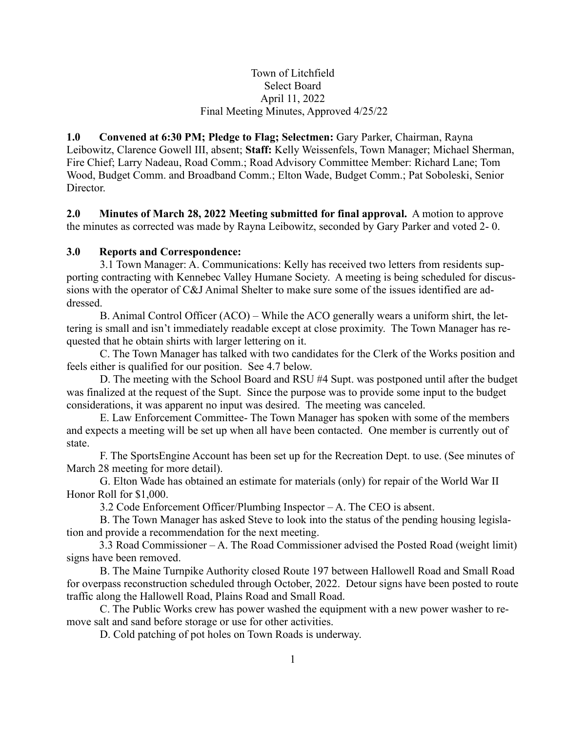Town of Litchfield
Select Board
April 11, 2022
Final Meeting Minutes, Approved 4/25/22

**1.0 Convened at 6:30 PM; Pledge to Flag; Selectmen:** Gary Parker, Chairman, Rayna Leibowitz, Clarence Gowell III, absent; **Staff:** Kelly Weissenfels, Town Manager; Michael Sherman, Fire Chief; Larry Nadeau, Road Comm.; Road Advisory Committee Member: Richard Lane; Tom Wood, Budget Comm. and Broadband Comm.; Elton Wade, Budget Comm.; Pat Soboleski, Senior Director.

**2.0 Minutes of March 28, 2022 Meeting submitted for final approval.** A motion to approve the minutes as corrected was made by Rayna Leibowitz, seconded by Gary Parker and voted 2- 0.

**3.0 Reports and Correspondence:**

3.1 Town Manager: A. Communications: Kelly has received two letters from residents supporting contracting with Kennebec Valley Humane Society. A meeting is being scheduled for discussions with the operator of C&J Animal Shelter to make sure some of the issues identified are addressed.

B. Animal Control Officer (ACO) – While the ACO generally wears a uniform shirt, the lettering is small and isn't immediately readable except at close proximity. The Town Manager has requested that he obtain shirts with larger lettering on it.

C. The Town Manager has talked with two candidates for the Clerk of the Works position and feels either is qualified for our position. See 4.7 below.

D. The meeting with the School Board and RSU #4 Supt. was postponed until after the budget was finalized at the request of the Supt. Since the purpose was to provide some input to the budget considerations, it was apparent no input was desired. The meeting was canceled.

E. Law Enforcement Committee- The Town Manager has spoken with some of the members and expects a meeting will be set up when all have been contacted. One member is currently out of state.

F. The SportsEngine Account has been set up for the Recreation Dept. to use. (See minutes of March 28 meeting for more detail).

G. Elton Wade has obtained an estimate for materials (only) for repair of the World War II Honor Roll for $1,000.

3.2 Code Enforcement Officer/Plumbing Inspector – A. The CEO is absent.

B. The Town Manager has asked Steve to look into the status of the pending housing legislation and provide a recommendation for the next meeting.

3.3 Road Commissioner – A. The Road Commissioner advised the Posted Road (weight limit) signs have been removed.

B. The Maine Turnpike Authority closed Route 197 between Hallowell Road and Small Road for overpass reconstruction scheduled through October, 2022. Detour signs have been posted to route traffic along the Hallowell Road, Plains Road and Small Road.

C. The Public Works crew has power washed the equipment with a new power washer to remove salt and sand before storage or use for other activities.

D. Cold patching of pot holes on Town Roads is underway.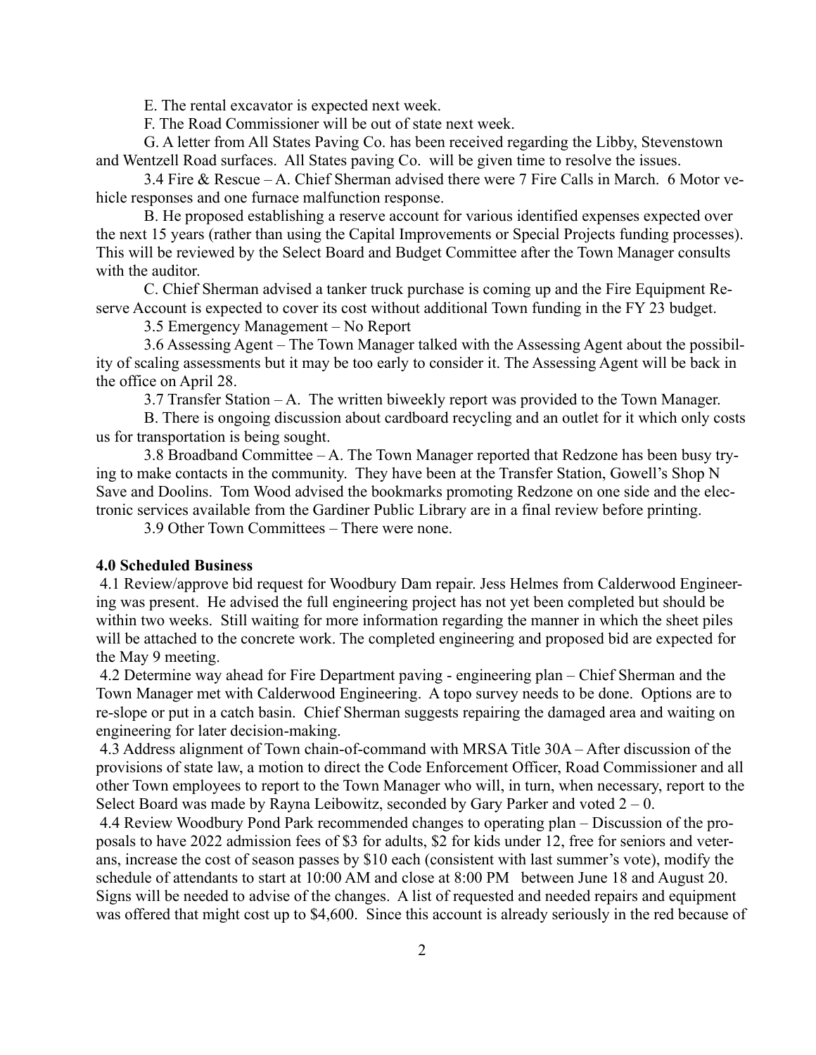E. The rental excavator is expected next week.

F. The Road Commissioner will be out of state next week.

G. A letter from All States Paving Co. has been received regarding the Libby, Stevenstown and Wentzell Road surfaces. All States paving Co. will be given time to resolve the issues.

3.4 Fire & Rescue – A. Chief Sherman advised there were 7 Fire Calls in March. 6 Motor vehicle responses and one furnace malfunction response.

B. He proposed establishing a reserve account for various identified expenses expected over the next 15 years (rather than using the Capital Improvements or Special Projects funding processes). This will be reviewed by the Select Board and Budget Committee after the Town Manager consults with the auditor.

C. Chief Sherman advised a tanker truck purchase is coming up and the Fire Equipment Reserve Account is expected to cover its cost without additional Town funding in the FY 23 budget.

3.5 Emergency Management – No Report

3.6 Assessing Agent – The Town Manager talked with the Assessing Agent about the possibility of scaling assessments but it may be too early to consider it. The Assessing Agent will be back in the office on April 28.

3.7 Transfer Station – A. The written biweekly report was provided to the Town Manager.

B. There is ongoing discussion about cardboard recycling and an outlet for it which only costs us for transportation is being sought.

3.8 Broadband Committee – A. The Town Manager reported that Redzone has been busy trying to make contacts in the community. They have been at the Transfer Station, Gowell's Shop N Save and Doolins. Tom Wood advised the bookmarks promoting Redzone on one side and the electronic services available from the Gardiner Public Library are in a final review before printing.

3.9 Other Town Committees – There were none.

**4.0 Scheduled Business**

4.1 Review/approve bid request for Woodbury Dam repair. Jess Helmes from Calderwood Engineering was present. He advised the full engineering project has not yet been completed but should be within two weeks. Still waiting for more information regarding the manner in which the sheet piles will be attached to the concrete work. The completed engineering and proposed bid are expected for the May 9 meeting.

4.2 Determine way ahead for Fire Department paving - engineering plan – Chief Sherman and the Town Manager met with Calderwood Engineering. A topo survey needs to be done. Options are to re-slope or put in a catch basin. Chief Sherman suggests repairing the damaged area and waiting on engineering for later decision-making.

4.3 Address alignment of Town chain-of-command with MRSA Title 30A – After discussion of the provisions of state law, a motion to direct the Code Enforcement Officer, Road Commissioner and all other Town employees to report to the Town Manager who will, in turn, when necessary, report to the Select Board was made by Rayna Leibowitz, seconded by Gary Parker and voted 2 – 0.

4.4 Review Woodbury Pond Park recommended changes to operating plan – Discussion of the proposals to have 2022 admission fees of $3 for adults, $2 for kids under 12, free for seniors and veterans, increase the cost of season passes by $10 each (consistent with last summer's vote), modify the schedule of attendants to start at 10:00 AM and close at 8:00 PM between June 18 and August 20. Signs will be needed to advise of the changes. A list of requested and needed repairs and equipment was offered that might cost up to $4,600. Since this account is already seriously in the red because of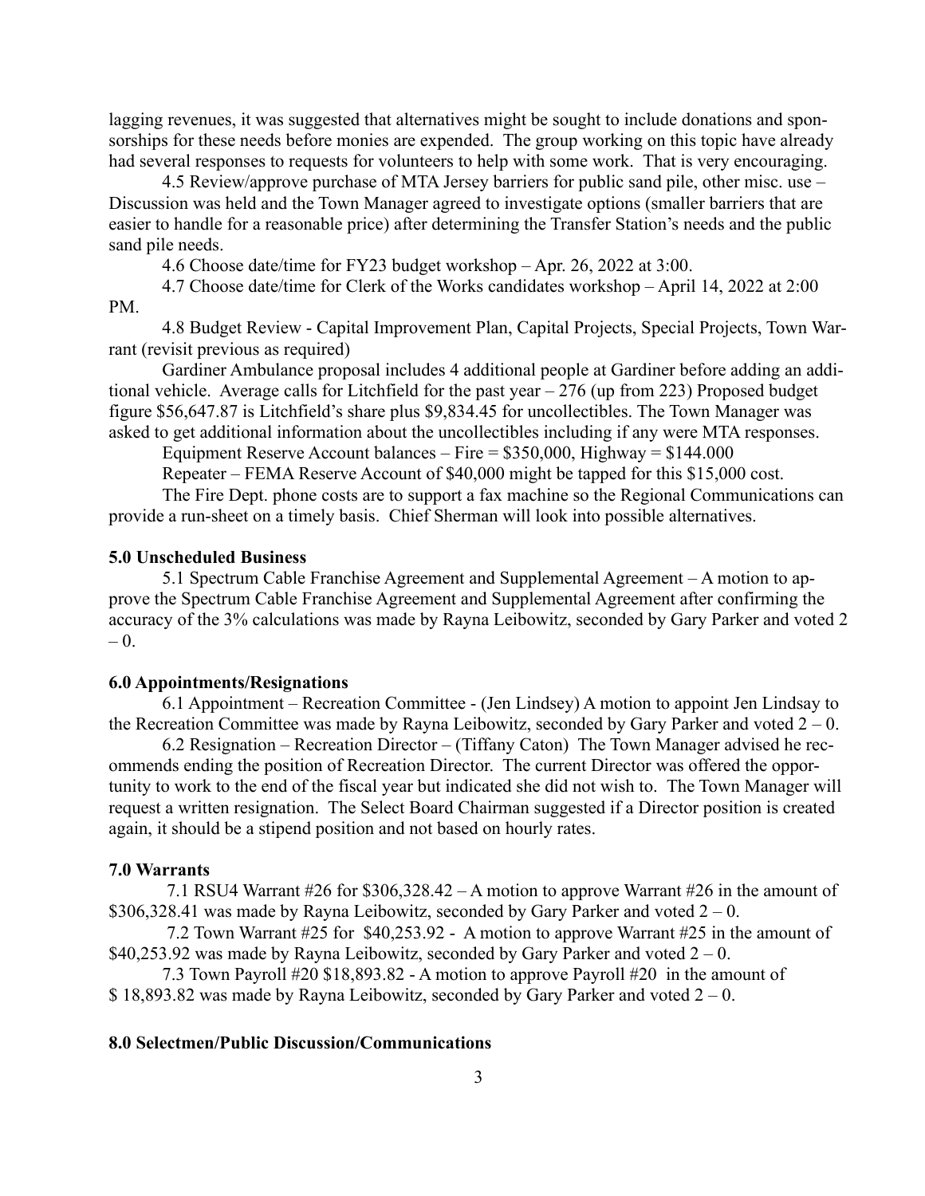lagging revenues, it was suggested that alternatives might be sought to include donations and sponsorships for these needs before monies are expended. The group working on this topic have already had several responses to requests for volunteers to help with some work. That is very encouraging.

4.5 Review/approve purchase of MTA Jersey barriers for public sand pile, other misc. use – Discussion was held and the Town Manager agreed to investigate options (smaller barriers that are easier to handle for a reasonable price) after determining the Transfer Station's needs and the public sand pile needs.

4.6 Choose date/time for FY23 budget workshop – Apr. 26, 2022 at 3:00.

4.7 Choose date/time for Clerk of the Works candidates workshop – April 14, 2022 at 2:00 PM.

4.8 Budget Review - Capital Improvement Plan, Capital Projects, Special Projects, Town Warrant (revisit previous as required)

Gardiner Ambulance proposal includes 4 additional people at Gardiner before adding an additional vehicle. Average calls for Litchfield for the past year – 276 (up from 223) Proposed budget figure $56,647.87 is Litchfield's share plus $9,834.45 for uncollectibles. The Town Manager was asked to get additional information about the uncollectibles including if any were MTA responses.

Equipment Reserve Account balances – Fire = $350,000, Highway = $144.000

Repeater – FEMA Reserve Account of $40,000 might be tapped for this $15,000 cost.

The Fire Dept. phone costs are to support a fax machine so the Regional Communications can provide a run-sheet on a timely basis. Chief Sherman will look into possible alternatives.

**5.0 Unscheduled Business**

5.1 Spectrum Cable Franchise Agreement and Supplemental Agreement – A motion to approve the Spectrum Cable Franchise Agreement and Supplemental Agreement after confirming the accuracy of the 3% calculations was made by Rayna Leibowitz, seconded by Gary Parker and voted 2 – 0.

**6.0 Appointments/Resignations**

6.1 Appointment – Recreation Committee - (Jen Lindsey) A motion to appoint Jen Lindsay to the Recreation Committee was made by Rayna Leibowitz, seconded by Gary Parker and voted 2 – 0.

6.2 Resignation – Recreation Director – (Tiffany Caton) The Town Manager advised he recommends ending the position of Recreation Director. The current Director was offered the opportunity to work to the end of the fiscal year but indicated she did not wish to. The Town Manager will request a written resignation. The Select Board Chairman suggested if a Director position is created again, it should be a stipend position and not based on hourly rates.

**7.0 Warrants**

7.1 RSU4 Warrant #26 for $306,328.42 – A motion to approve Warrant #26 in the amount of $306,328.41 was made by Rayna Leibowitz, seconded by Gary Parker and voted 2 – 0.

7.2 Town Warrant #25 for $40,253.92 - A motion to approve Warrant #25 in the amount of $40,253.92 was made by Rayna Leibowitz, seconded by Gary Parker and voted 2 – 0.

7.3 Town Payroll #20 $18,893.82 - A motion to approve Payroll #20 in the amount of $ 18,893.82 was made by Rayna Leibowitz, seconded by Gary Parker and voted 2 – 0.

**8.0 Selectmen/Public Discussion/Communications**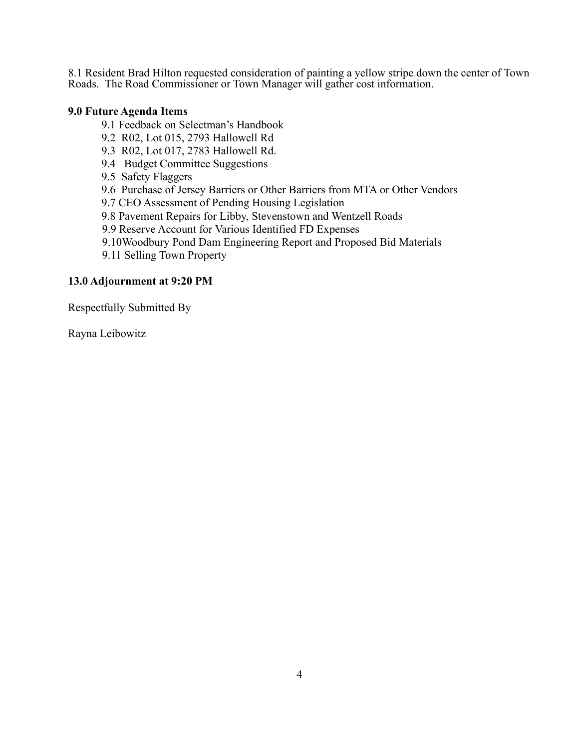8.1 Resident Brad Hilton requested consideration of painting a yellow stripe down the center of Town Roads. The Road Commissioner or Town Manager will gather cost information.

**9.0 Future Agenda Items**

- 9.1 Feedback on Selectman's Handbook
- 9.2 R02, Lot 015, 2793 Hallowell Rd
- 9.3 R02, Lot 017, 2783 Hallowell Rd.
- 9.4 Budget Committee Suggestions
- 9.5 Safety Flaggers
- 9.6 Purchase of Jersey Barriers or Other Barriers from MTA or Other Vendors
- 9.7 CEO Assessment of Pending Housing Legislation
- 9.8 Pavement Repairs for Libby, Stevenstown and Wentzell Roads
- 9.9 Reserve Account for Various Identified FD Expenses
- 9.10Woodbury Pond Dam Engineering Report and Proposed Bid Materials
- 9.11 Selling Town Property

**13.0 Adjournment at 9:20 PM**

Respectfully Submitted By

Rayna Leibowitz